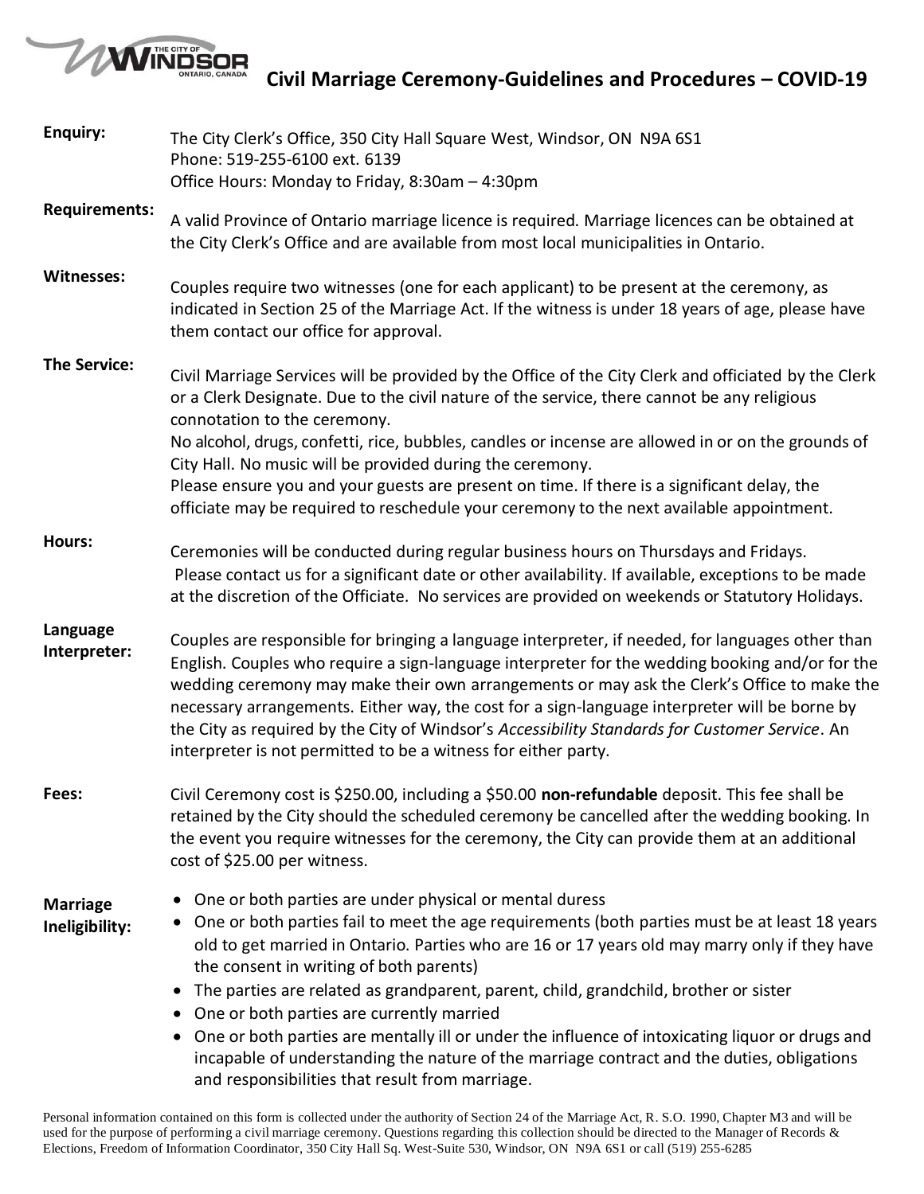# Civil Marriage Ceremony-Guidelines and Procedures – COVID-19

**Enquiry:**

The City Clerk's Office, 350 City Hall Square West, Windsor, ON N9A 6S1
Phone: 519-255-6100 ext. 6139
Office Hours: Monday to Friday, 8:30am – 4:30pm

**Requirements:**

A valid Province of Ontario marriage licence is required. Marriage licences can be obtained at the City Clerk's Office and are available from most local municipalities in Ontario.

**Witnesses:**

Couples require two witnesses (one for each applicant) to be present at the ceremony, as indicated in Section 25 of the Marriage Act. If the witness is under 18 years of age, please have them contact our office for approval.

**The Service:**

Civil Marriage Services will be provided by the Office of the City Clerk and officiated by the Clerk or a Clerk Designate. Due to the civil nature of the service, there cannot be any religious connotation to the ceremony.
No alcohol, drugs, confetti, rice, bubbles, candles or incense are allowed in or on the grounds of City Hall. No music will be provided during the ceremony.
Please ensure you and your guests are present on time. If there is a significant delay, the officiate may be required to reschedule your ceremony to the next available appointment.

**Hours:**

Ceremonies will be conducted during regular business hours on Thursdays and Fridays. Please contact us for a significant date or other availability. If available, exceptions to be made at the discretion of the Officiate. No services are provided on weekends or Statutory Holidays.

**Language Interpreter:**

Couples are responsible for bringing a language interpreter, if needed, for languages other than English. Couples who require a sign-language interpreter for the wedding booking and/or for the wedding ceremony may make their own arrangements or may ask the Clerk's Office to make the necessary arrangements. Either way, the cost for a sign-language interpreter will be borne by the City as required by the City of Windsor's *Accessibility Standards for Customer Service*. An interpreter is not permitted to be a witness for either party.

**Fees:**

Civil Ceremony cost is $250.00, including a $50.00 **non-refundable** deposit. This fee shall be retained by the City should the scheduled ceremony be cancelled after the wedding booking. In the event you require witnesses for the ceremony, the City can provide them at an additional cost of $25.00 per witness.

**Marriage Ineligibility:**

- One or both parties are under physical or mental duress
- One or both parties fail to meet the age requirements (both parties must be at least 18 years old to get married in Ontario. Parties who are 16 or 17 years old may marry only if they have the consent in writing of both parents)
- The parties are related as grandparent, parent, child, grandchild, brother or sister
- One or both parties are currently married
- One or both parties are mentally ill or under the influence of intoxicating liquor or drugs and incapable of understanding the nature of the marriage contract and the duties, obligations and responsibilities that result from marriage.

Personal information contained on this form is collected under the authority of Section 24 of the Marriage Act, R. S.O. 1990, Chapter M3 and will be used for the purpose of performing a civil marriage ceremony. Questions regarding this collection should be directed to the Manager of Records & Elections, Freedom of Information Coordinator, 350 City Hall Sq. West-Suite 530, Windsor, ON N9A 6S1 or call (519) 255-6285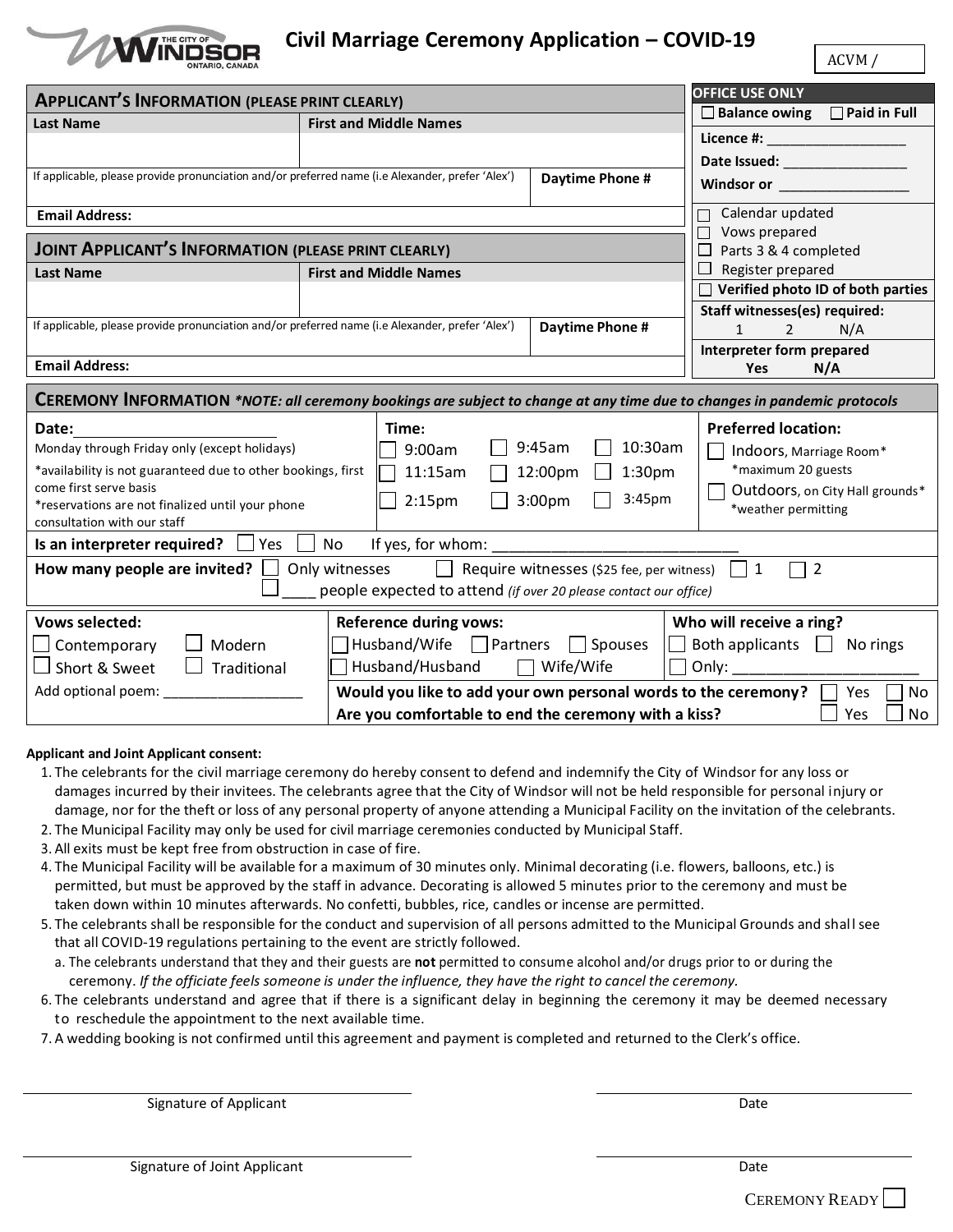THE CITY OF WINDSOR ONTARIO, CANADA

# Civil Marriage Ceremony Application – COVID-19

ACVM /

| **APPLICANT'S INFORMATION (PLEASE PRINT CLEARLY)** | | | **OFFICE USE ONLY** |
|---|---|---|---|
| **Last Name** | **First and Middle Names** | | ☐ **Balance owing** ☐ **Paid in Full** |
| | | | **Licence #:** ___________ |
| | | | **Date Issued:** ___________ |
| If applicable, please provide pronunciation and/or preferred name (i.e Alexander, prefer 'Alex') | | **Daytime Phone #** | **Windsor or** ___________ |
| **Email Address:** | | | ☐ Calendar updated |
| | | | ☐ Vows prepared |
| **JOINT APPLICANT'S INFORMATION (PLEASE PRINT CLEARLY)** | | | ☐ Parts 3 & 4 completed |
| **Last Name** | **First and Middle Names** | | ☐ Register prepared |
| | | | ☐ **Verified photo ID of both parties** |
| | | | **Staff witnesses(es) required:** 1 2 N/A |
| If applicable, please provide pronunciation and/or preferred name (i.e Alexander, prefer 'Alex') | | **Daytime Phone #** | **Interpreter form prepared** |
| **Email Address:** | | | **Yes N/A** |

## CEREMONY INFORMATION *\*NOTE: all ceremony bookings are subject to change at any time due to changes in pandemic protocols*

**Date:** ______________________

Monday through Friday only (except holidays)

\*availability is not guaranteed due to other bookings, first come first serve basis

\*reservations are not finalized until your phone consultation with our staff

**Time:**

☐ 9:00am ☐ 9:45am ☐ 10:30am
☐ 11:15am ☐ 12:00pm ☐ 1:30pm
☐ 2:15pm ☐ 3:00pm ☐ 3:45pm

**Preferred location:**

☐ Indoors, Marriage Room\* *\*maximum 20 guests*

☐ Outdoors, on City Hall grounds\* *\*weather permitting*

**Is an interpreter required?** ☐ Yes ☐ No If yes, for whom: ______________________________

**How many people are invited?** ☐ Only witnesses ☐ Require witnesses ($25 fee, per witness) ☐ 1 ☐ 2

☐ ____ people expected to attend *(if over 20 please contact our office)*

**Vows selected:**

☐ Contemporary ☐ Modern
☐ Short & Sweet ☐ Traditional

Add optional poem: ___________________

**Reference during vows:**

☐ Husband/Wife ☐ Partners ☐ Spouses
☐ Husband/Husband ☐ Wife/Wife

**Who will receive a ring?**

☐ Both applicants ☐ No rings
☐ Only: _______________________

**Would you like to add your own personal words to the ceremony?** ☐ Yes ☐ No

**Are you comfortable to end the ceremony with a kiss?** ☐ Yes ☐ No

**Applicant and Joint Applicant consent:**

1. The celebrants for the civil marriage ceremony do hereby consent to defend and indemnify the City of Windsor for any loss or damages incurred by their invitees. The celebrants agree that the City of Windsor will not be held responsible for personal injury or damage, nor for the theft or loss of any personal property of anyone attending a Municipal Facility on the invitation of the celebrants.
2. The Municipal Facility may only be used for civil marriage ceremonies conducted by Municipal Staff.
3. All exits must be kept free from obstruction in case of fire.
4. The Municipal Facility will be available for a maximum of 30 minutes only. Minimal decorating (i.e. flowers, balloons, etc.) is permitted, but must be approved by the staff in advance. Decorating is allowed 5 minutes prior to the ceremony and must be taken down within 10 minutes afterwards. No confetti, bubbles, rice, candles or incense are permitted.
5. The celebrants shall be responsible for the conduct and supervision of all persons admitted to the Municipal Grounds and shall see that all COVID-19 regulations pertaining to the event are strictly followed.
   a. The celebrants understand that they and their guests are **not** permitted to consume alcohol and/or drugs prior to or during the ceremony. *If the officiate feels someone is under the influence, they have the right to cancel the ceremony.*
6. The celebrants understand and agree that if there is a significant delay in beginning the ceremony it may be deemed necessary to reschedule the appointment to the next available time.
7. A wedding booking is not confirmed until this agreement and payment is completed and returned to the Clerk's office.

_______________________________ _______________________
Signature of Applicant Date

_______________________________ _______________________
Signature of Joint Applicant Date

CEREMONY READY ☐